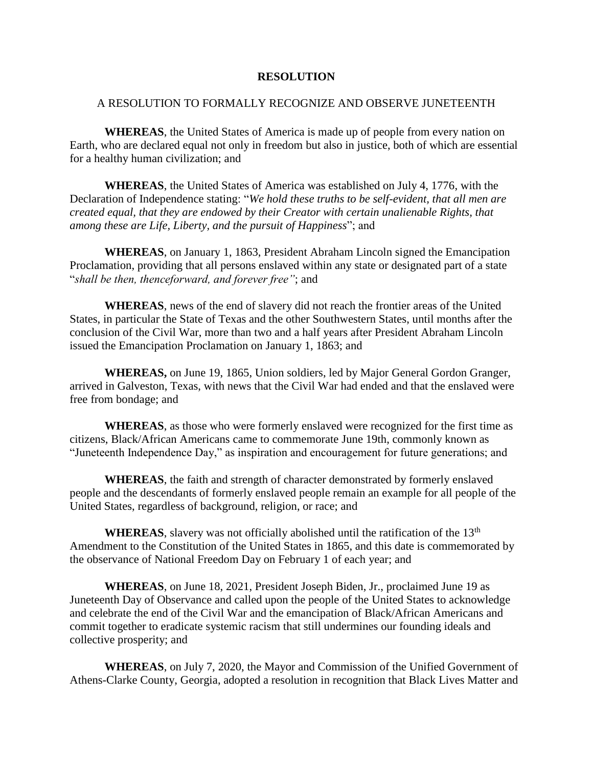# RESOLUTION

## A RESOLUTION TO FORMALLY RECOGNIZE AND OBSERVE JUNETEENTH

**WHEREAS**, the United States of America is made up of people from every nation on Earth, who are declared equal not only in freedom but also in justice, both of which are essential for a healthy human civilization; and

**WHEREAS**, the United States of America was established on July 4, 1776, with the Declaration of Independence stating: "*We hold these truths to be self-evident, that all men are created equal, that they are endowed by their Creator with certain unalienable Rights, that among these are Life, Liberty, and the pursuit of Happiness*"; and

**WHEREAS**, on January 1, 1863, President Abraham Lincoln signed the Emancipation Proclamation, providing that all persons enslaved within any state or designated part of a state "*shall be then, thenceforward, and forever free"*; and

**WHEREAS**, news of the end of slavery did not reach the frontier areas of the United States, in particular the State of Texas and the other Southwestern States, until months after the conclusion of the Civil War, more than two and a half years after President Abraham Lincoln issued the Emancipation Proclamation on January 1, 1863; and

**WHEREAS,** on June 19, 1865, Union soldiers, led by Major General Gordon Granger, arrived in Galveston, Texas, with news that the Civil War had ended and that the enslaved were free from bondage; and

**WHEREAS**, as those who were formerly enslaved were recognized for the first time as citizens, Black/African Americans came to commemorate June 19th, commonly known as "Juneteenth Independence Day," as inspiration and encouragement for future generations; and

**WHEREAS**, the faith and strength of character demonstrated by formerly enslaved people and the descendants of formerly enslaved people remain an example for all people of the United States, regardless of background, religion, or race; and

**WHEREAS**, slavery was not officially abolished until the ratification of the 13th Amendment to the Constitution of the United States in 1865, and this date is commemorated by the observance of National Freedom Day on February 1 of each year; and

**WHEREAS**, on June 18, 2021, President Joseph Biden, Jr., proclaimed June 19 as Juneteenth Day of Observance and called upon the people of the United States to acknowledge and celebrate the end of the Civil War and the emancipation of Black/African Americans and commit together to eradicate systemic racism that still undermines our founding ideals and collective prosperity; and

**WHEREAS**, on July 7, 2020, the Mayor and Commission of the Unified Government of Athens-Clarke County, Georgia, adopted a resolution in recognition that Black Lives Matter and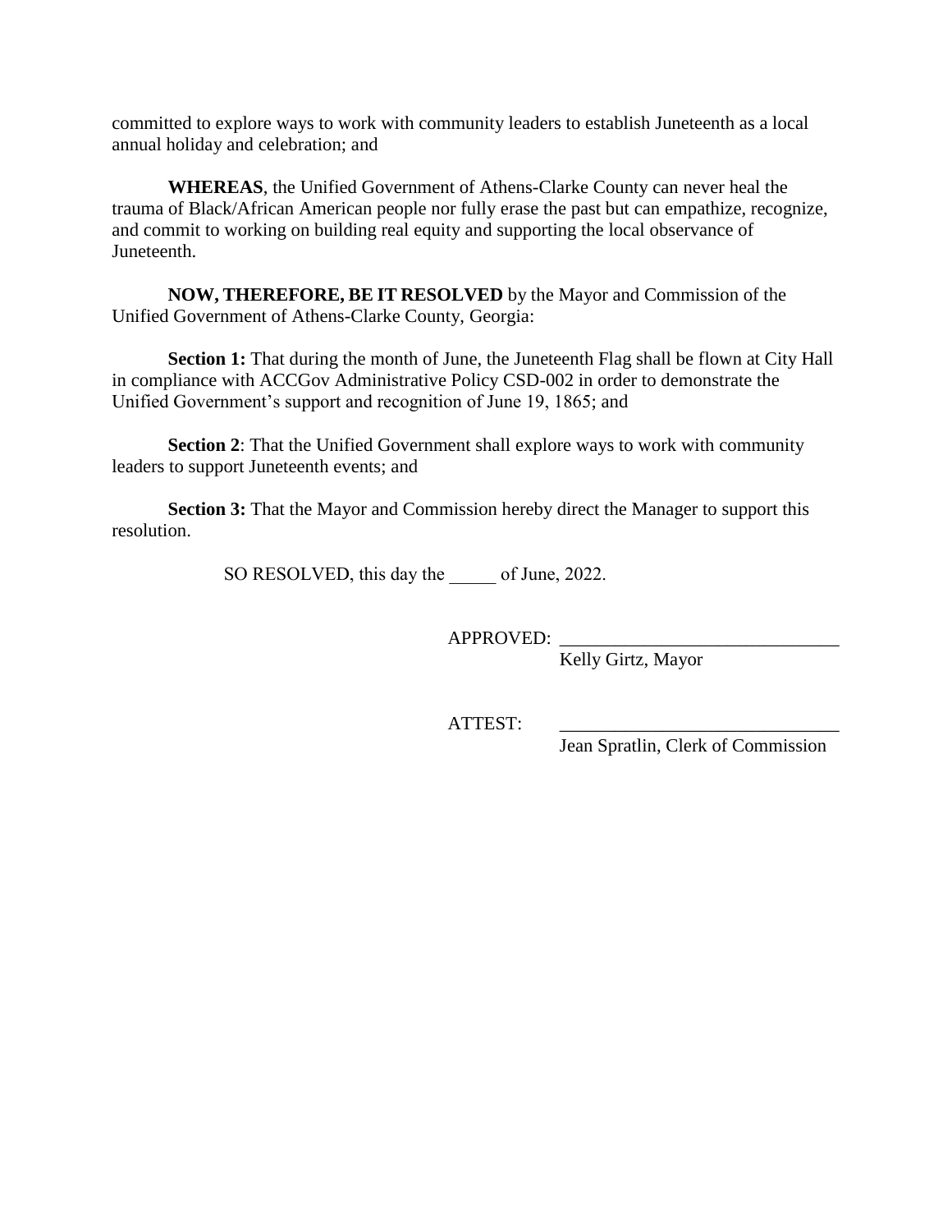committed to explore ways to work with community leaders to establish Juneteenth as a local annual holiday and celebration; and

**WHEREAS**, the Unified Government of Athens-Clarke County can never heal the trauma of Black/African American people nor fully erase the past but can empathize, recognize, and commit to working on building real equity and supporting the local observance of Juneteenth.

**NOW, THEREFORE, BE IT RESOLVED** by the Mayor and Commission of the Unified Government of Athens-Clarke County, Georgia:

**Section 1:** That during the month of June, the Juneteenth Flag shall be flown at City Hall in compliance with ACCGov Administrative Policy CSD-002 in order to demonstrate the Unified Government's support and recognition of June 19, 1865; and

**Section 2**: That the Unified Government shall explore ways to work with community leaders to support Juneteenth events; and

**Section 3:** That the Mayor and Commission hereby direct the Manager to support this resolution.

SO RESOLVED, this day the _____ of June, 2022.

APPROVED: ______________________________
Kelly Girtz, Mayor

ATTEST: ______________________________
Jean Spratlin, Clerk of Commission